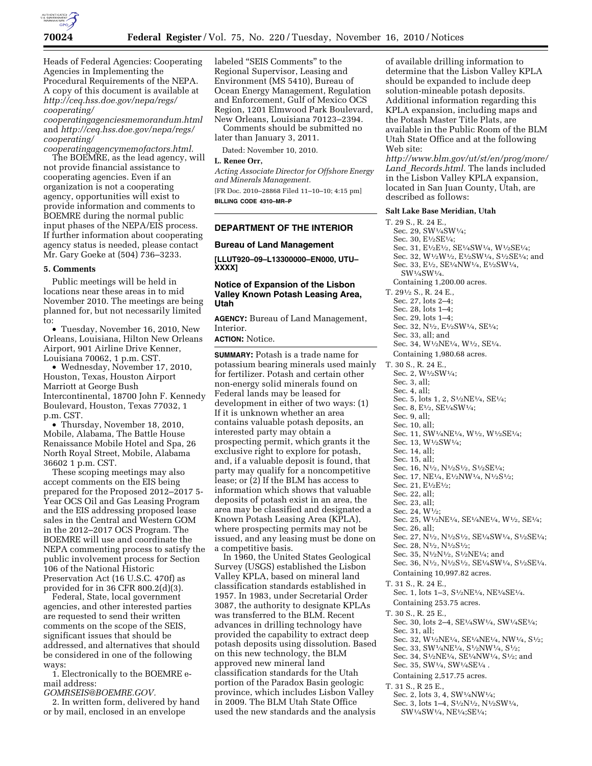Heads of Federal Agencies: Cooperating Agencies in Implementing the Procedural Requirements of the NEPA. A copy of this document is available at *http://ceq.hss.doe.gov/nepa/regs/cooperating/cooperatingagenciesmemorandum.html* and *http://ceq.hss.doe.gov/nepa/regs/cooperating/cooperatingagencymemofactors.html.*

The BOEMRE, as the lead agency, will not provide financial assistance to cooperating agencies. Even if an organization is not a cooperating agency, opportunities will exist to provide information and comments to BOEMRE during the normal public input phases of the NEPA/EIS process. If further information about cooperating agency status is needed, please contact Mr. Gary Goeke at (504) 736–3233.

### 5. Comments

Public meetings will be held in locations near these areas in to mid November 2010. The meetings are being planned for, but not necessarily limited to:

- Tuesday, November 16, 2010, New Orleans, Louisiana, Hilton New Orleans Airport, 901 Airline Drive Kenner, Louisiana 70062, 1 p.m. CST.
- Wednesday, November 17, 2010, Houston, Texas, Houston Airport Marriott at George Bush Intercontinental, 18700 John F. Kennedy Boulevard, Houston, Texas 77032, 1 p.m. CST.
- Thursday, November 18, 2010, Mobile, Alabama, The Battle House Renaissance Mobile Hotel and Spa, 26 North Royal Street, Mobile, Alabama 36602 1 p.m. CST.

These scoping meetings may also accept comments on the EIS being prepared for the Proposed 2012–2017 5-Year OCS Oil and Gas Leasing Program and the EIS addressing proposed lease sales in the Central and Western GOM in the 2012–2017 OCS Program. The BOEMRE will use and coordinate the NEPA commenting process to satisfy the public involvement process for Section 106 of the National Historic Preservation Act (16 U.S.C. 470f) as provided for in 36 CFR 800.2(d)(3).

Federal, State, local government agencies, and other interested parties are requested to send their written comments on the scope of the SEIS, significant issues that should be addressed, and alternatives that should be considered in one of the following ways:

1. Electronically to the BOEMRE e-mail address: *GOMRSEIS@BOEMRE.GOV.*

2. In written form, delivered by hand or by mail, enclosed in an envelope labeled "SEIS Comments" to the Regional Supervisor, Leasing and Environment (MS 5410), Bureau of Ocean Energy Management, Regulation and Enforcement, Gulf of Mexico OCS Region, 1201 Elmwood Park Boulevard, New Orleans, Louisiana 70123–2394.

Comments should be submitted no later than January 3, 2011.

Dated: November 10, 2010.

**L. Renee Orr,**

*Acting Associate Director for Offshore Energy and Minerals Management.*

[FR Doc. 2010–28868 Filed 11–10–10; 4:15 pm]

**BILLING CODE 4310–MR–P**

---

## DEPARTMENT OF THE INTERIOR

### Bureau of Land Management

**[LLUT920–09–L13300000–EN000, UTU–XXXX]**

### Notice of Expansion of the Lisbon Valley Known Potash Leasing Area, Utah

**AGENCY:** Bureau of Land Management, Interior.

**ACTION:** Notice.

**SUMMARY:** Potash is a trade name for potassium bearing minerals used mainly for fertilizer. Potash and certain other non-energy solid minerals found on Federal lands may be leased for development in either of two ways: (1) If it is unknown whether an area contains valuable potash deposits, an interested party may obtain a prospecting permit, which grants it the exclusive right to explore for potash, and, if a valuable deposit is found, that party may qualify for a noncompetitive lease; or (2) If the BLM has access to information which shows that valuable deposits of potash exist in an area, the area may be classified and designated a Known Potash Leasing Area (KPLA), where prospecting permits may not be issued, and any leasing must be done on a competitive basis.

In 1960, the United States Geological Survey (USGS) established the Lisbon Valley KPLA, based on mineral land classification standards established in 1957. In 1983, under Secretarial Order 3087, the authority to designate KPLAs was transferred to the BLM. Recent advances in drilling technology have provided the capability to extract deep potash deposits using dissolution. Based on this new technology, the BLM approved new mineral land classification standards for the Utah portion of the Paradox Basin geologic province, which includes Lisbon Valley in 2009. The BLM Utah State Office used the new standards and the analysis of available drilling information to determine that the Lisbon Valley KPLA should be expanded to include deep solution-mineable potash deposits. Additional information regarding this KPLA expansion, including maps and the Potash Master Title Plats, are available in the Public Room of the BLM Utah State Office and at the following Web site: *http://www.blm.gov/ut/st/en/prog/more/Land_Records.html.* The lands included in the Lisbon Valley KPLA expansion, located in San Juan County, Utah, are described as follows:

**Salt Lake Base Meridian, Utah**

T. 29 S., R. 24 E.,
Sec. 29, SW¼SW¼;
Sec. 30, E½SE¼;
Sec. 31, E½E½, SE¼SW¼, W½SE¼;
Sec. 32, W½W½, E½SW¼, S½SE¼; and
Sec. 33, E½, SE¼NW¼, E½SW¼, SW¼SW¼.
Containing 1,200.00 acres.

T. 29½ S., R. 24 E.,
Sec. 27, lots 2–4;
Sec. 28, lots 1–4;
Sec. 29, lots 1–4;
Sec. 32, N½, E½SW¼, SE¼;
Sec. 33, all; and
Sec. 34, W½NE¼, W½, SE¼.
Containing 1,980.68 acres.

T. 30 S., R. 24 E.,
Sec. 2, W½SW¼;
Sec. 3, all;
Sec. 4, all;
Sec. 5, lots 1, 2, S½NE¼, SE¼;
Sec. 8, E½, SE¼SW¼;
Sec. 9, all;
Sec. 10, all;
Sec. 11, SW¼NE¼, W½, W½SE¼;
Sec. 13, W½SW¼;
Sec. 14, all;
Sec. 15, all;
Sec. 16, N½, N½S½, S½SE¼;
Sec. 17, NE¼, E½NW¼, N½S½;
Sec. 21, E½E½;
Sec. 22, all;
Sec. 23, all;
Sec. 24, W½;
Sec. 25, W½NE¼, SE¼NE¼, W½, SE¼;
Sec. 26, all;
Sec. 27, N½, N½S½, SE¼SW¼, S½SE¼;
Sec. 28, N½, N½S½;
Sec. 35, N½N½, S½NE¼; and
Sec. 36, N½, N½S½, SE¼SW¼, S½SE¼.
Containing 10,997.82 acres.

T. 31 S., R. 24 E.,
Sec. 1, lots 1–3, S½NE¼, NE¼SE¼.
Containing 253.75 acres.

T. 30 S., R. 25 E.,
Sec. 30, lots 2–4, SE¼SW¼, SW¼SE¼;
Sec. 31, all;
Sec. 32, W½NE¼, SE¼NE¼, NW¼, S½;
Sec. 33, SW¼NE¼, S½NW¼, S½;
Sec. 34, S½NE¼, SE¼NW¼, S½; and
Sec. 35, SW¼, SW¼SE¼ .
Containing 2,517.75 acres.

T. 31 S., R 25 E.,
Sec. 2, lots 3, 4, SW¼NW¼;
Sec. 3, lots 1–4, S½N½, N½SW¼, SW¼SW¼, NE¼;SE¼;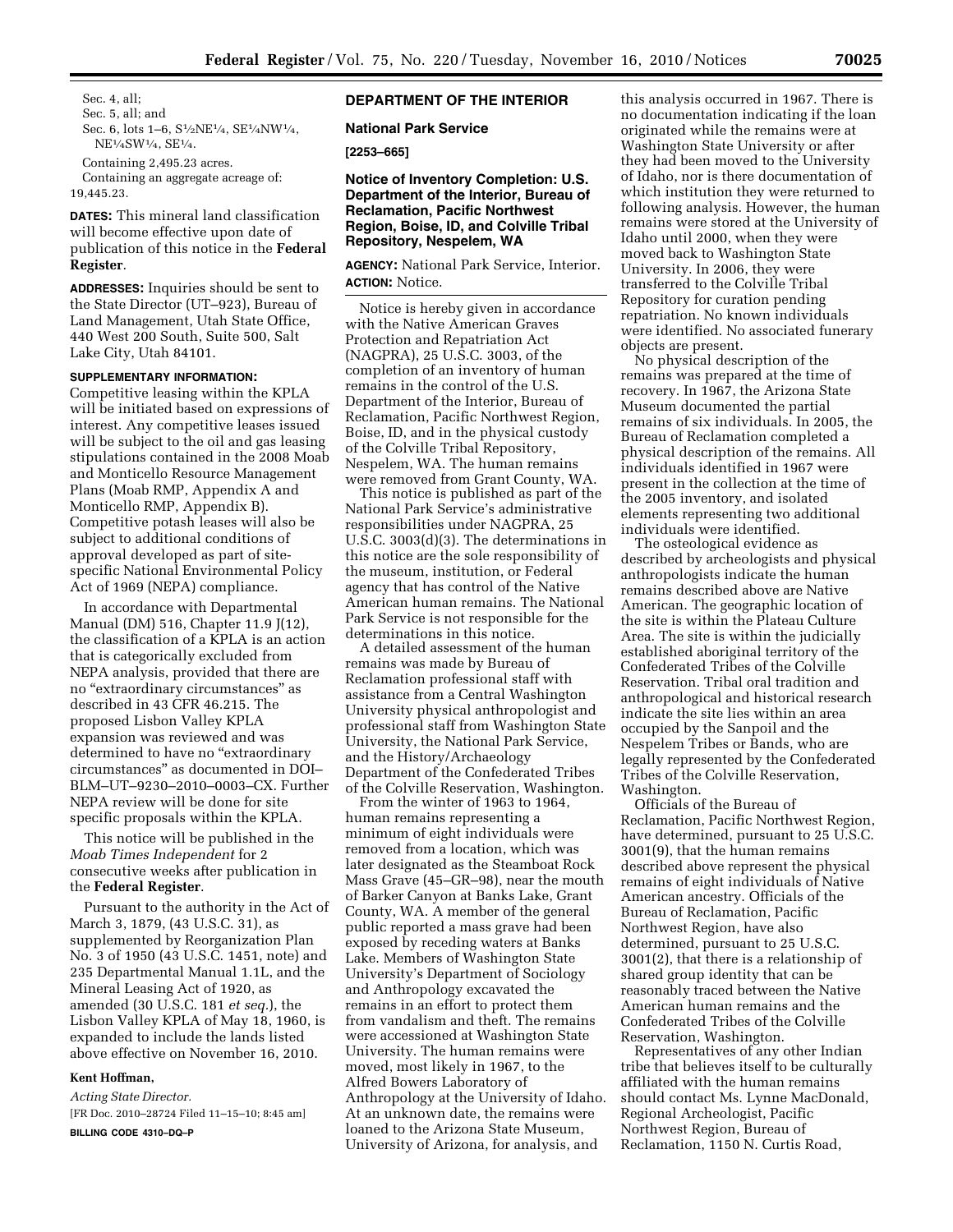Sec. 4, all;
Sec. 5, all; and
Sec. 6, lots 1–6, S½NE¼, SE¼NW¼, NE¼SW¼, SE¼.

Containing 2,495.23 acres.

Containing an aggregate acreage of: 19,445.23.

**DATES:** This mineral land classification will become effective upon date of publication of this notice in the **Federal Register**.

**ADDRESSES:** Inquiries should be sent to the State Director (UT–923), Bureau of Land Management, Utah State Office, 440 West 200 South, Suite 500, Salt Lake City, Utah 84101.

**SUPPLEMENTARY INFORMATION:** Competitive leasing within the KPLA will be initiated based on expressions of interest. Any competitive leases issued will be subject to the oil and gas leasing stipulations contained in the 2008 Moab and Monticello Resource Management Plans (Moab RMP, Appendix A and Monticello RMP, Appendix B). Competitive potash leases will also be subject to additional conditions of approval developed as part of site-specific National Environmental Policy Act of 1969 (NEPA) compliance.

In accordance with Departmental Manual (DM) 516, Chapter 11.9 J(12), the classification of a KPLA is an action that is categorically excluded from NEPA analysis, provided that there are no "extraordinary circumstances" as described in 43 CFR 46.215. The proposed Lisbon Valley KPLA expansion was reviewed and was determined to have no "extraordinary circumstances" as documented in DOI–BLM–UT–9230–2010–0003–CX. Further NEPA review will be done for site specific proposals within the KPLA.

This notice will be published in the *Moab Times Independent* for 2 consecutive weeks after publication in the **Federal Register**.

Pursuant to the authority in the Act of March 3, 1879, (43 U.S.C. 31), as supplemented by Reorganization Plan No. 3 of 1950 (43 U.S.C. 1451, note) and 235 Departmental Manual 1.1L, and the Mineral Leasing Act of 1920, as amended (30 U.S.C. 181 *et seq.*), the Lisbon Valley KPLA of May 18, 1960, is expanded to include the lands listed above effective on November 16, 2010.

**Kent Hoffman,**

*Acting State Director.*

[FR Doc. 2010–28724 Filed 11–15–10; 8:45 am]

**BILLING CODE 4310–DQ–P**

## DEPARTMENT OF THE INTERIOR

### National Park Service

**[2253–665]**

### Notice of Inventory Completion: U.S. Department of the Interior, Bureau of Reclamation, Pacific Northwest Region, Boise, ID, and Colville Tribal Repository, Nespelem, WA

**AGENCY:** National Park Service, Interior.

**ACTION:** Notice.

Notice is hereby given in accordance with the Native American Graves Protection and Repatriation Act (NAGPRA), 25 U.S.C. 3003, of the completion of an inventory of human remains in the control of the U.S. Department of the Interior, Bureau of Reclamation, Pacific Northwest Region, Boise, ID, and in the physical custody of the Colville Tribal Repository, Nespelem, WA. The human remains were removed from Grant County, WA.

This notice is published as part of the National Park Service's administrative responsibilities under NAGPRA, 25 U.S.C. 3003(d)(3). The determinations in this notice are the sole responsibility of the museum, institution, or Federal agency that has control of the Native American human remains. The National Park Service is not responsible for the determinations in this notice.

A detailed assessment of the human remains was made by Bureau of Reclamation professional staff with assistance from a Central Washington University physical anthropologist and professional staff from Washington State University, the National Park Service, and the History/Archaeology Department of the Confederated Tribes of the Colville Reservation, Washington.

From the winter of 1963 to 1964, human remains representing a minimum of eight individuals were removed from a location, which was later designated as the Steamboat Rock Mass Grave (45–GR–98), near the mouth of Barker Canyon at Banks Lake, Grant County, WA. A member of the general public reported a mass grave had been exposed by receding waters at Banks Lake. Members of Washington State University's Department of Sociology and Anthropology excavated the remains in an effort to protect them from vandalism and theft. The remains were accessioned at Washington State University. The human remains were moved, most likely in 1967, to the Alfred Bowers Laboratory of Anthropology at the University of Idaho. At an unknown date, the remains were loaned to the Arizona State Museum, University of Arizona, for analysis, and this analysis occurred in 1967. There is no documentation indicating if the loan originated while the remains were at Washington State University or after they had been moved to the University of Idaho, nor is there documentation of which institution they were returned to following analysis. However, the human remains were stored at the University of Idaho until 2000, when they were moved back to Washington State University. In 2006, they were transferred to the Colville Tribal Repository for curation pending repatriation. No known individuals were identified. No associated funerary objects are present.

No physical description of the remains was prepared at the time of recovery. In 1967, the Arizona State Museum documented the partial remains of six individuals. In 2005, the Bureau of Reclamation completed a physical description of the remains. All individuals identified in 1967 were present in the collection at the time of the 2005 inventory, and isolated elements representing two additional individuals were identified.

The osteological evidence as described by archeologists and physical anthropologists indicate the human remains described above are Native American. The geographic location of the site is within the Plateau Culture Area. The site is within the judicially established aboriginal territory of the Confederated Tribes of the Colville Reservation. Tribal oral tradition and anthropological and historical research indicate the site lies within an area occupied by the Sanpoil and the Nespelem Tribes or Bands, who are legally represented by the Confederated Tribes of the Colville Reservation, Washington.

Officials of the Bureau of Reclamation, Pacific Northwest Region, have determined, pursuant to 25 U.S.C. 3001(9), that the human remains described above represent the physical remains of eight individuals of Native American ancestry. Officials of the Bureau of Reclamation, Pacific Northwest Region, have also determined, pursuant to 25 U.S.C. 3001(2), that there is a relationship of shared group identity that can be reasonably traced between the Native American human remains and the Confederated Tribes of the Colville Reservation, Washington.

Representatives of any other Indian tribe that believes itself to be culturally affiliated with the human remains should contact Ms. Lynne MacDonald, Regional Archeologist, Pacific Northwest Region, Bureau of Reclamation, 1150 N. Curtis Road,